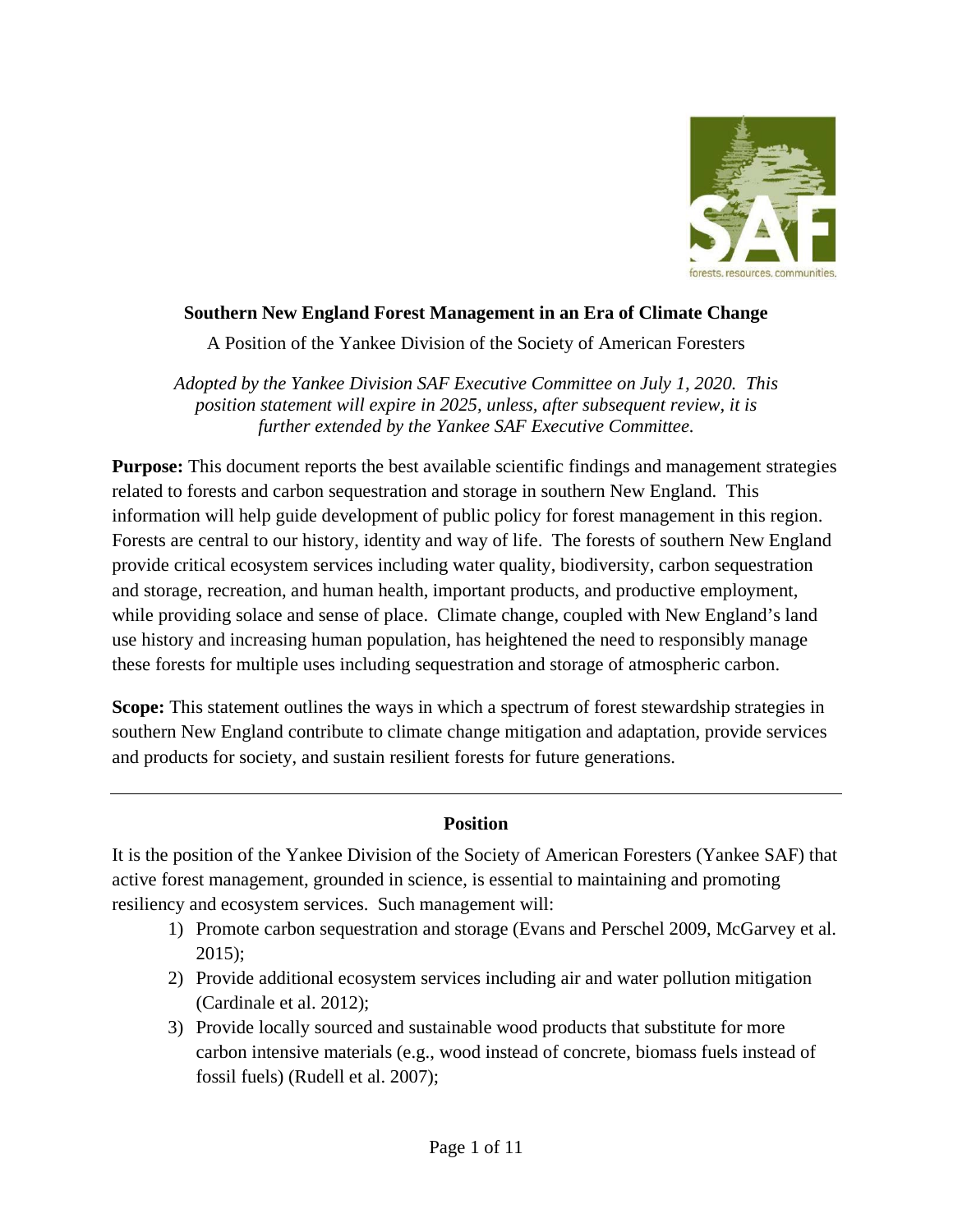## Southern New England Forest Management in an Era of Climate Change

A Position of the Yankee Division of the Society of American Foresters

*Adopted by the Yankee Division SAF Executive Committee on July 1, 2020. This position statement will expire in 2025, unless, after subsequent review, it is further extended by the Yankee SAF Executive Committee.*

**Purpose:** This document reports the best available scientific findings and management strategies related to forests and carbon sequestration and storage in southern New England. This information will help guide development of public policy for forest management in this region. Forests are central to our history, identity and way of life. The forests of southern New England provide critical ecosystem services including water quality, biodiversity, carbon sequestration and storage, recreation, and human health, important products, and productive employment, while providing solace and sense of place. Climate change, coupled with New England's land use history and increasing human population, has heightened the need to responsibly manage these forests for multiple uses including sequestration and storage of atmospheric carbon.

**Scope:** This statement outlines the ways in which a spectrum of forest stewardship strategies in southern New England contribute to climate change mitigation and adaptation, provide services and products for society, and sustain resilient forests for future generations.

---

### Position

It is the position of the Yankee Division of the Society of American Foresters (Yankee SAF) that active forest management, grounded in science, is essential to maintaining and promoting resiliency and ecosystem services. Such management will:

1) Promote carbon sequestration and storage (Evans and Perschel 2009, McGarvey et al. 2015);
2) Provide additional ecosystem services including air and water pollution mitigation (Cardinale et al. 2012);
3) Provide locally sourced and sustainable wood products that substitute for more carbon intensive materials (e.g., wood instead of concrete, biomass fuels instead of fossil fuels) (Rudell et al. 2007);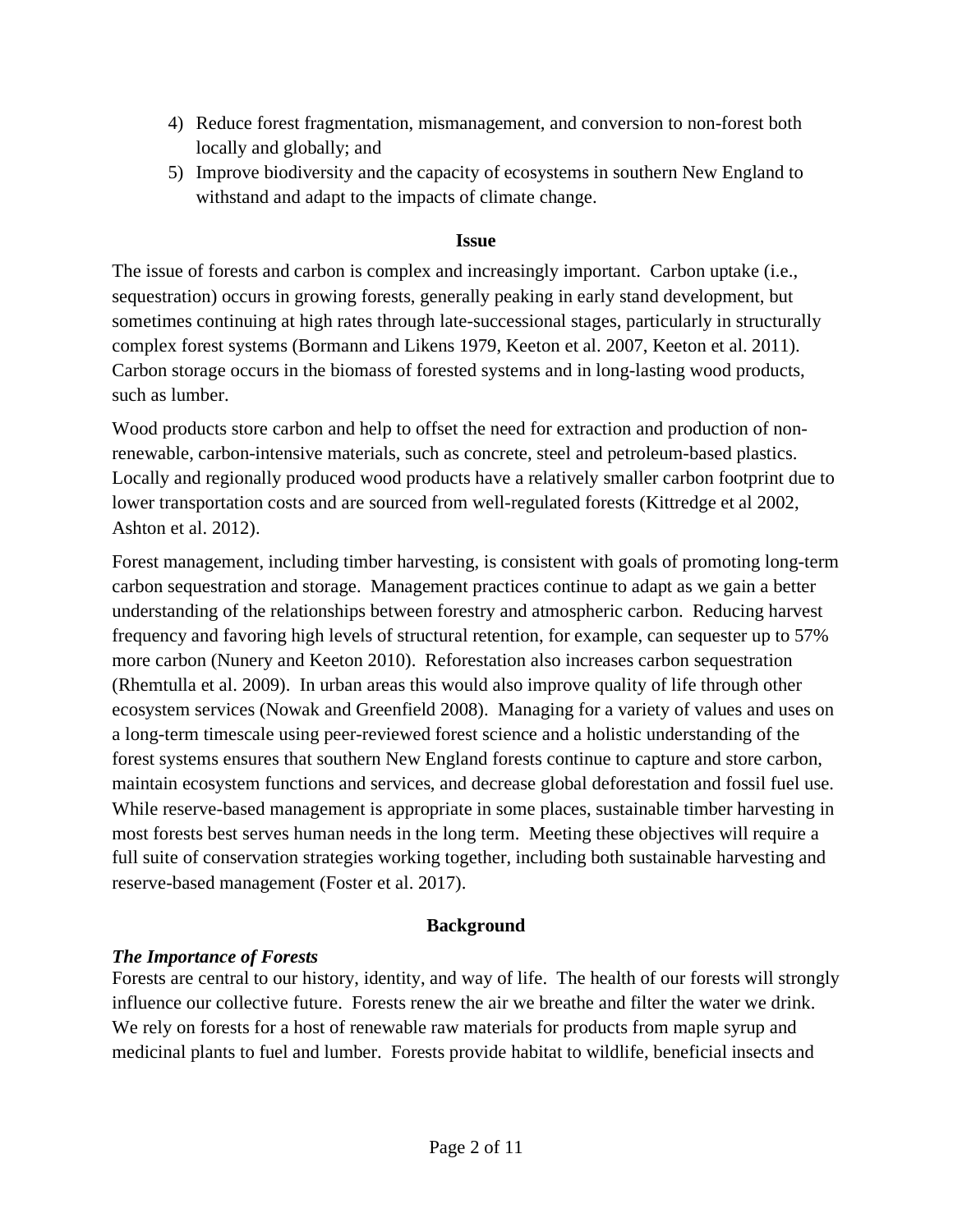4) Reduce forest fragmentation, mismanagement, and conversion to non-forest both locally and globally; and
5) Improve biodiversity and the capacity of ecosystems in southern New England to withstand and adapt to the impacts of climate change.

## Issue

The issue of forests and carbon is complex and increasingly important. Carbon uptake (i.e., sequestration) occurs in growing forests, generally peaking in early stand development, but sometimes continuing at high rates through late-successional stages, particularly in structurally complex forest systems (Bormann and Likens 1979, Keeton et al. 2007, Keeton et al. 2011). Carbon storage occurs in the biomass of forested systems and in long-lasting wood products, such as lumber.

Wood products store carbon and help to offset the need for extraction and production of non-renewable, carbon-intensive materials, such as concrete, steel and petroleum-based plastics. Locally and regionally produced wood products have a relatively smaller carbon footprint due to lower transportation costs and are sourced from well-regulated forests (Kittredge et al 2002, Ashton et al. 2012).

Forest management, including timber harvesting, is consistent with goals of promoting long-term carbon sequestration and storage. Management practices continue to adapt as we gain a better understanding of the relationships between forestry and atmospheric carbon. Reducing harvest frequency and favoring high levels of structural retention, for example, can sequester up to 57% more carbon (Nunery and Keeton 2010). Reforestation also increases carbon sequestration (Rhemtulla et al. 2009). In urban areas this would also improve quality of life through other ecosystem services (Nowak and Greenfield 2008). Managing for a variety of values and uses on a long-term timescale using peer-reviewed forest science and a holistic understanding of the forest systems ensures that southern New England forests continue to capture and store carbon, maintain ecosystem functions and services, and decrease global deforestation and fossil fuel use. While reserve-based management is appropriate in some places, sustainable timber harvesting in most forests best serves human needs in the long term. Meeting these objectives will require a full suite of conservation strategies working together, including both sustainable harvesting and reserve-based management (Foster et al. 2017).

## Background

### *The Importance of Forests*

Forests are central to our history, identity, and way of life. The health of our forests will strongly influence our collective future. Forests renew the air we breathe and filter the water we drink. We rely on forests for a host of renewable raw materials for products from maple syrup and medicinal plants to fuel and lumber. Forests provide habitat to wildlife, beneficial insects and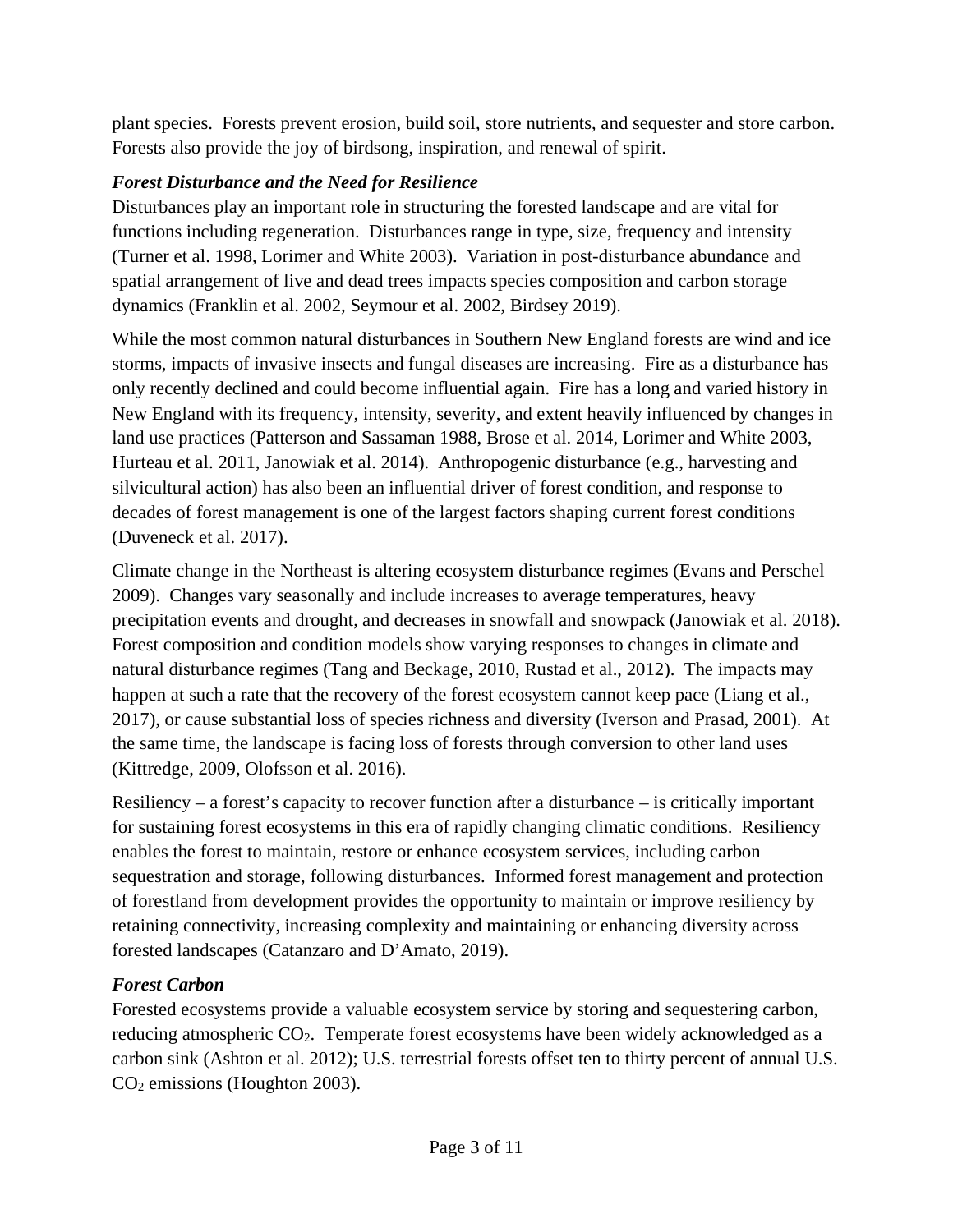plant species. Forests prevent erosion, build soil, store nutrients, and sequester and store carbon. Forests also provide the joy of birdsong, inspiration, and renewal of spirit.

### *Forest Disturbance and the Need for Resilience*

Disturbances play an important role in structuring the forested landscape and are vital for functions including regeneration. Disturbances range in type, size, frequency and intensity (Turner et al. 1998, Lorimer and White 2003). Variation in post-disturbance abundance and spatial arrangement of live and dead trees impacts species composition and carbon storage dynamics (Franklin et al. 2002, Seymour et al. 2002, Birdsey 2019).

While the most common natural disturbances in Southern New England forests are wind and ice storms, impacts of invasive insects and fungal diseases are increasing. Fire as a disturbance has only recently declined and could become influential again. Fire has a long and varied history in New England with its frequency, intensity, severity, and extent heavily influenced by changes in land use practices (Patterson and Sassaman 1988, Brose et al. 2014, Lorimer and White 2003, Hurteau et al. 2011, Janowiak et al. 2014). Anthropogenic disturbance (e.g., harvesting and silvicultural action) has also been an influential driver of forest condition, and response to decades of forest management is one of the largest factors shaping current forest conditions (Duveneck et al. 2017).

Climate change in the Northeast is altering ecosystem disturbance regimes (Evans and Perschel 2009). Changes vary seasonally and include increases to average temperatures, heavy precipitation events and drought, and decreases in snowfall and snowpack (Janowiak et al. 2018). Forest composition and condition models show varying responses to changes in climate and natural disturbance regimes (Tang and Beckage, 2010, Rustad et al., 2012). The impacts may happen at such a rate that the recovery of the forest ecosystem cannot keep pace (Liang et al., 2017), or cause substantial loss of species richness and diversity (Iverson and Prasad, 2001). At the same time, the landscape is facing loss of forests through conversion to other land uses (Kittredge, 2009, Olofsson et al. 2016).

Resiliency – a forest's capacity to recover function after a disturbance – is critically important for sustaining forest ecosystems in this era of rapidly changing climatic conditions. Resiliency enables the forest to maintain, restore or enhance ecosystem services, including carbon sequestration and storage, following disturbances. Informed forest management and protection of forestland from development provides the opportunity to maintain or improve resiliency by retaining connectivity, increasing complexity and maintaining or enhancing diversity across forested landscapes (Catanzaro and D'Amato, 2019).

### *Forest Carbon*

Forested ecosystems provide a valuable ecosystem service by storing and sequestering carbon, reducing atmospheric $CO_2$. Temperate forest ecosystems have been widely acknowledged as a carbon sink (Ashton et al. 2012); U.S. terrestrial forests offset ten to thirty percent of annual U.S. $CO_2$ emissions (Houghton 2003).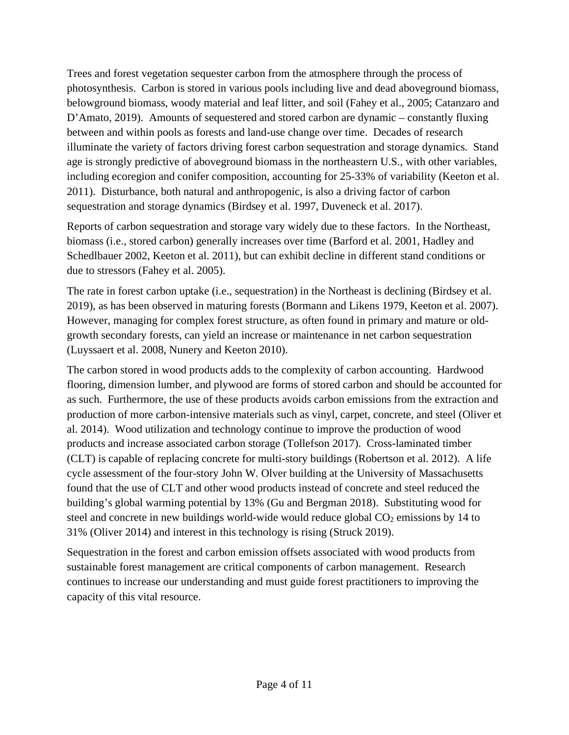Trees and forest vegetation sequester carbon from the atmosphere through the process of photosynthesis. Carbon is stored in various pools including live and dead aboveground biomass, belowground biomass, woody material and leaf litter, and soil (Fahey et al., 2005; Catanzaro and D'Amato, 2019). Amounts of sequestered and stored carbon are dynamic – constantly fluxing between and within pools as forests and land-use change over time. Decades of research illuminate the variety of factors driving forest carbon sequestration and storage dynamics. Stand age is strongly predictive of aboveground biomass in the northeastern U.S., with other variables, including ecoregion and conifer composition, accounting for 25-33% of variability (Keeton et al. 2011). Disturbance, both natural and anthropogenic, is also a driving factor of carbon sequestration and storage dynamics (Birdsey et al. 1997, Duveneck et al. 2017).

Reports of carbon sequestration and storage vary widely due to these factors. In the Northeast, biomass (i.e., stored carbon) generally increases over time (Barford et al. 2001, Hadley and Schedlbauer 2002, Keeton et al. 2011), but can exhibit decline in different stand conditions or due to stressors (Fahey et al. 2005).

The rate in forest carbon uptake (i.e., sequestration) in the Northeast is declining (Birdsey et al. 2019), as has been observed in maturing forests (Bormann and Likens 1979, Keeton et al. 2007). However, managing for complex forest structure, as often found in primary and mature or old-growth secondary forests, can yield an increase or maintenance in net carbon sequestration (Luyssaert et al. 2008, Nunery and Keeton 2010).

The carbon stored in wood products adds to the complexity of carbon accounting. Hardwood flooring, dimension lumber, and plywood are forms of stored carbon and should be accounted for as such. Furthermore, the use of these products avoids carbon emissions from the extraction and production of more carbon-intensive materials such as vinyl, carpet, concrete, and steel (Oliver et al. 2014). Wood utilization and technology continue to improve the production of wood products and increase associated carbon storage (Tollefson 2017). Cross-laminated timber (CLT) is capable of replacing concrete for multi-story buildings (Robertson et al. 2012). A life cycle assessment of the four-story John W. Olver building at the University of Massachusetts found that the use of CLT and other wood products instead of concrete and steel reduced the building's global warming potential by 13% (Gu and Bergman 2018). Substituting wood for steel and concrete in new buildings world-wide would reduce global $CO_2$ emissions by 14 to 31% (Oliver 2014) and interest in this technology is rising (Struck 2019).

Sequestration in the forest and carbon emission offsets associated with wood products from sustainable forest management are critical components of carbon management. Research continues to increase our understanding and must guide forest practitioners to improving the capacity of this vital resource.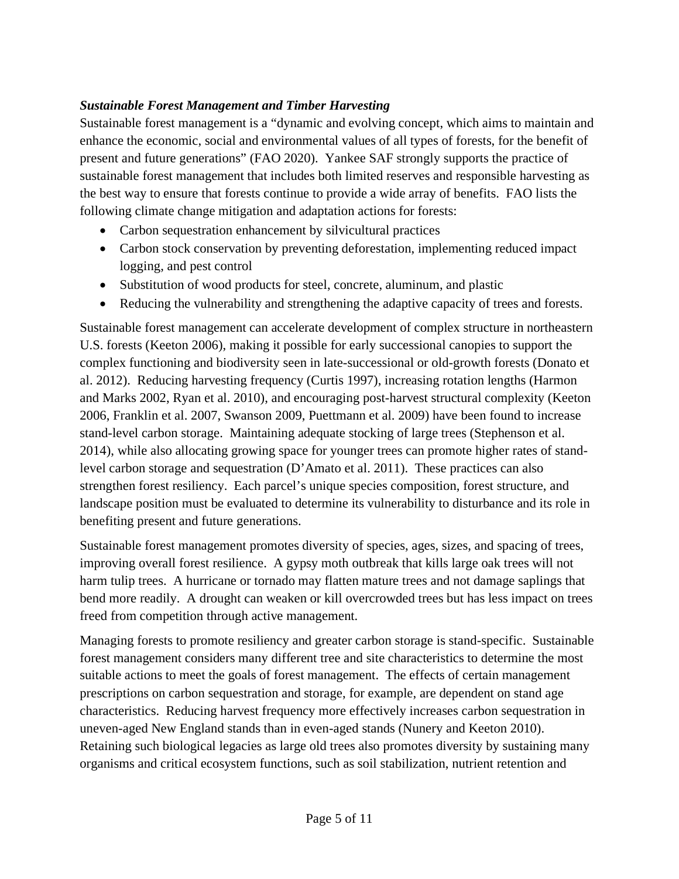***Sustainable Forest Management and Timber Harvesting***

Sustainable forest management is a "dynamic and evolving concept, which aims to maintain and enhance the economic, social and environmental values of all types of forests, for the benefit of present and future generations" (FAO 2020). Yankee SAF strongly supports the practice of sustainable forest management that includes both limited reserves and responsible harvesting as the best way to ensure that forests continue to provide a wide array of benefits. FAO lists the following climate change mitigation and adaptation actions for forests:

- Carbon sequestration enhancement by silvicultural practices
- Carbon stock conservation by preventing deforestation, implementing reduced impact logging, and pest control
- Substitution of wood products for steel, concrete, aluminum, and plastic
- Reducing the vulnerability and strengthening the adaptive capacity of trees and forests.

Sustainable forest management can accelerate development of complex structure in northeastern U.S. forests (Keeton 2006), making it possible for early successional canopies to support the complex functioning and biodiversity seen in late-successional or old-growth forests (Donato et al. 2012). Reducing harvesting frequency (Curtis 1997), increasing rotation lengths (Harmon and Marks 2002, Ryan et al. 2010), and encouraging post-harvest structural complexity (Keeton 2006, Franklin et al. 2007, Swanson 2009, Puettmann et al. 2009) have been found to increase stand-level carbon storage. Maintaining adequate stocking of large trees (Stephenson et al. 2014), while also allocating growing space for younger trees can promote higher rates of stand-level carbon storage and sequestration (D'Amato et al. 2011). These practices can also strengthen forest resiliency. Each parcel's unique species composition, forest structure, and landscape position must be evaluated to determine its vulnerability to disturbance and its role in benefiting present and future generations.

Sustainable forest management promotes diversity of species, ages, sizes, and spacing of trees, improving overall forest resilience. A gypsy moth outbreak that kills large oak trees will not harm tulip trees. A hurricane or tornado may flatten mature trees and not damage saplings that bend more readily. A drought can weaken or kill overcrowded trees but has less impact on trees freed from competition through active management.

Managing forests to promote resiliency and greater carbon storage is stand-specific. Sustainable forest management considers many different tree and site characteristics to determine the most suitable actions to meet the goals of forest management. The effects of certain management prescriptions on carbon sequestration and storage, for example, are dependent on stand age characteristics. Reducing harvest frequency more effectively increases carbon sequestration in uneven-aged New England stands than in even-aged stands (Nunery and Keeton 2010). Retaining such biological legacies as large old trees also promotes diversity by sustaining many organisms and critical ecosystem functions, such as soil stabilization, nutrient retention and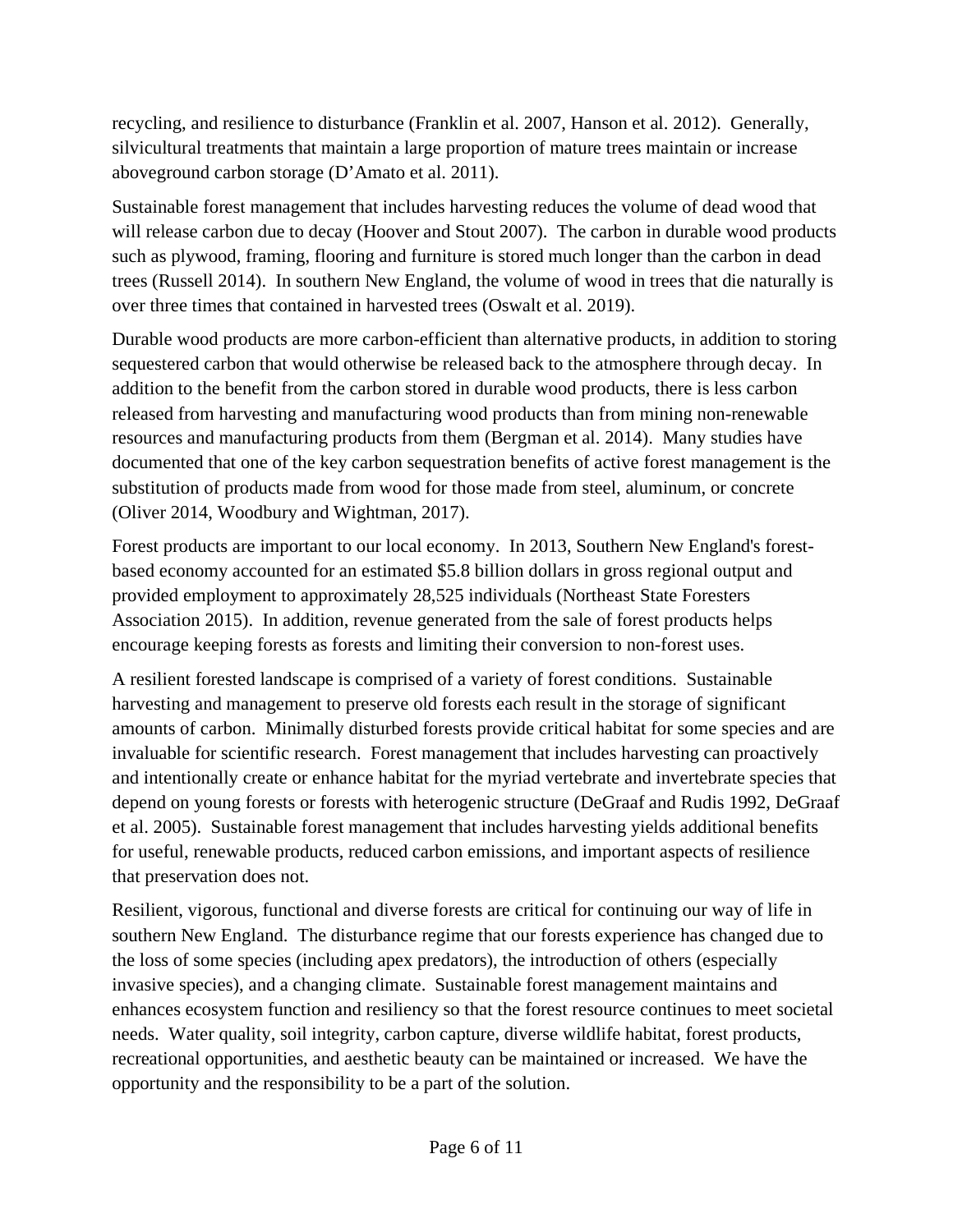recycling, and resilience to disturbance (Franklin et al. 2007, Hanson et al. 2012). Generally, silvicultural treatments that maintain a large proportion of mature trees maintain or increase aboveground carbon storage (D'Amato et al. 2011).

Sustainable forest management that includes harvesting reduces the volume of dead wood that will release carbon due to decay (Hoover and Stout 2007). The carbon in durable wood products such as plywood, framing, flooring and furniture is stored much longer than the carbon in dead trees (Russell 2014). In southern New England, the volume of wood in trees that die naturally is over three times that contained in harvested trees (Oswalt et al. 2019).

Durable wood products are more carbon-efficient than alternative products, in addition to storing sequestered carbon that would otherwise be released back to the atmosphere through decay. In addition to the benefit from the carbon stored in durable wood products, there is less carbon released from harvesting and manufacturing wood products than from mining non-renewable resources and manufacturing products from them (Bergman et al. 2014). Many studies have documented that one of the key carbon sequestration benefits of active forest management is the substitution of products made from wood for those made from steel, aluminum, or concrete (Oliver 2014, Woodbury and Wightman, 2017).

Forest products are important to our local economy. In 2013, Southern New England's forest-based economy accounted for an estimated $5.8 billion dollars in gross regional output and provided employment to approximately 28,525 individuals (Northeast State Foresters Association 2015). In addition, revenue generated from the sale of forest products helps encourage keeping forests as forests and limiting their conversion to non-forest uses.

A resilient forested landscape is comprised of a variety of forest conditions. Sustainable harvesting and management to preserve old forests each result in the storage of significant amounts of carbon. Minimally disturbed forests provide critical habitat for some species and are invaluable for scientific research. Forest management that includes harvesting can proactively and intentionally create or enhance habitat for the myriad vertebrate and invertebrate species that depend on young forests or forests with heterogenic structure (DeGraaf and Rudis 1992, DeGraaf et al. 2005). Sustainable forest management that includes harvesting yields additional benefits for useful, renewable products, reduced carbon emissions, and important aspects of resilience that preservation does not.

Resilient, vigorous, functional and diverse forests are critical for continuing our way of life in southern New England. The disturbance regime that our forests experience has changed due to the loss of some species (including apex predators), the introduction of others (especially invasive species), and a changing climate. Sustainable forest management maintains and enhances ecosystem function and resiliency so that the forest resource continues to meet societal needs. Water quality, soil integrity, carbon capture, diverse wildlife habitat, forest products, recreational opportunities, and aesthetic beauty can be maintained or increased. We have the opportunity and the responsibility to be a part of the solution.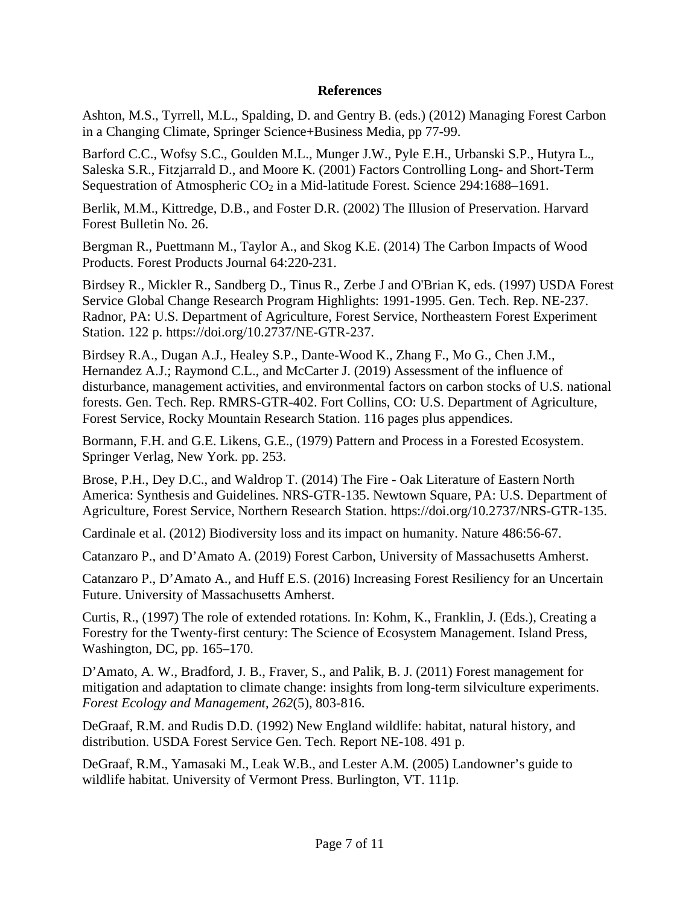# References

Ashton, M.S., Tyrrell, M.L., Spalding, D. and Gentry B. (eds.) (2012) Managing Forest Carbon in a Changing Climate, Springer Science+Business Media, pp 77-99.

Barford C.C., Wofsy S.C., Goulden M.L., Munger J.W., Pyle E.H., Urbanski S.P., Hutyra L., Saleska S.R., Fitzjarrald D., and Moore K. (2001) Factors Controlling Long- and Short-Term Sequestration of Atmospheric $CO_2$ in a Mid-latitude Forest. Science 294:1688–1691.

Berlik, M.M., Kittredge, D.B., and Foster D.R. (2002) The Illusion of Preservation. Harvard Forest Bulletin No. 26.

Bergman R., Puettmann M., Taylor A., and Skog K.E. (2014) The Carbon Impacts of Wood Products. Forest Products Journal 64:220-231.

Birdsey R., Mickler R., Sandberg D., Tinus R., Zerbe J and O'Brian K, eds. (1997) USDA Forest Service Global Change Research Program Highlights: 1991-1995. Gen. Tech. Rep. NE-237. Radnor, PA: U.S. Department of Agriculture, Forest Service, Northeastern Forest Experiment Station. 122 p. https://doi.org/10.2737/NE-GTR-237.

Birdsey R.A., Dugan A.J., Healey S.P., Dante-Wood K., Zhang F., Mo G., Chen J.M., Hernandez A.J.; Raymond C.L., and McCarter J. (2019) Assessment of the influence of disturbance, management activities, and environmental factors on carbon stocks of U.S. national forests. Gen. Tech. Rep. RMRS-GTR-402. Fort Collins, CO: U.S. Department of Agriculture, Forest Service, Rocky Mountain Research Station. 116 pages plus appendices.

Bormann, F.H. and G.E. Likens, G.E., (1979) Pattern and Process in a Forested Ecosystem. Springer Verlag, New York. pp. 253.

Brose, P.H., Dey D.C., and Waldrop T. (2014) The Fire - Oak Literature of Eastern North America: Synthesis and Guidelines. NRS-GTR-135. Newtown Square, PA: U.S. Department of Agriculture, Forest Service, Northern Research Station. https://doi.org/10.2737/NRS-GTR-135.

Cardinale et al. (2012) Biodiversity loss and its impact on humanity. Nature 486:56-67.

Catanzaro P., and D'Amato A. (2019) Forest Carbon, University of Massachusetts Amherst.

Catanzaro P., D'Amato A., and Huff E.S. (2016) Increasing Forest Resiliency for an Uncertain Future. University of Massachusetts Amherst.

Curtis, R., (1997) The role of extended rotations. In: Kohm, K., Franklin, J. (Eds.), Creating a Forestry for the Twenty-first century: The Science of Ecosystem Management. Island Press, Washington, DC, pp. 165–170.

D'Amato, A. W., Bradford, J. B., Fraver, S., and Palik, B. J. (2011) Forest management for mitigation and adaptation to climate change: insights from long-term silviculture experiments. *Forest Ecology and Management*, *262*(5), 803-816.

DeGraaf, R.M. and Rudis D.D. (1992) New England wildlife: habitat, natural history, and distribution. USDA Forest Service Gen. Tech. Report NE-108. 491 p.

DeGraaf, R.M., Yamasaki M., Leak W.B., and Lester A.M. (2005) Landowner's guide to wildlife habitat. University of Vermont Press. Burlington, VT. 111p.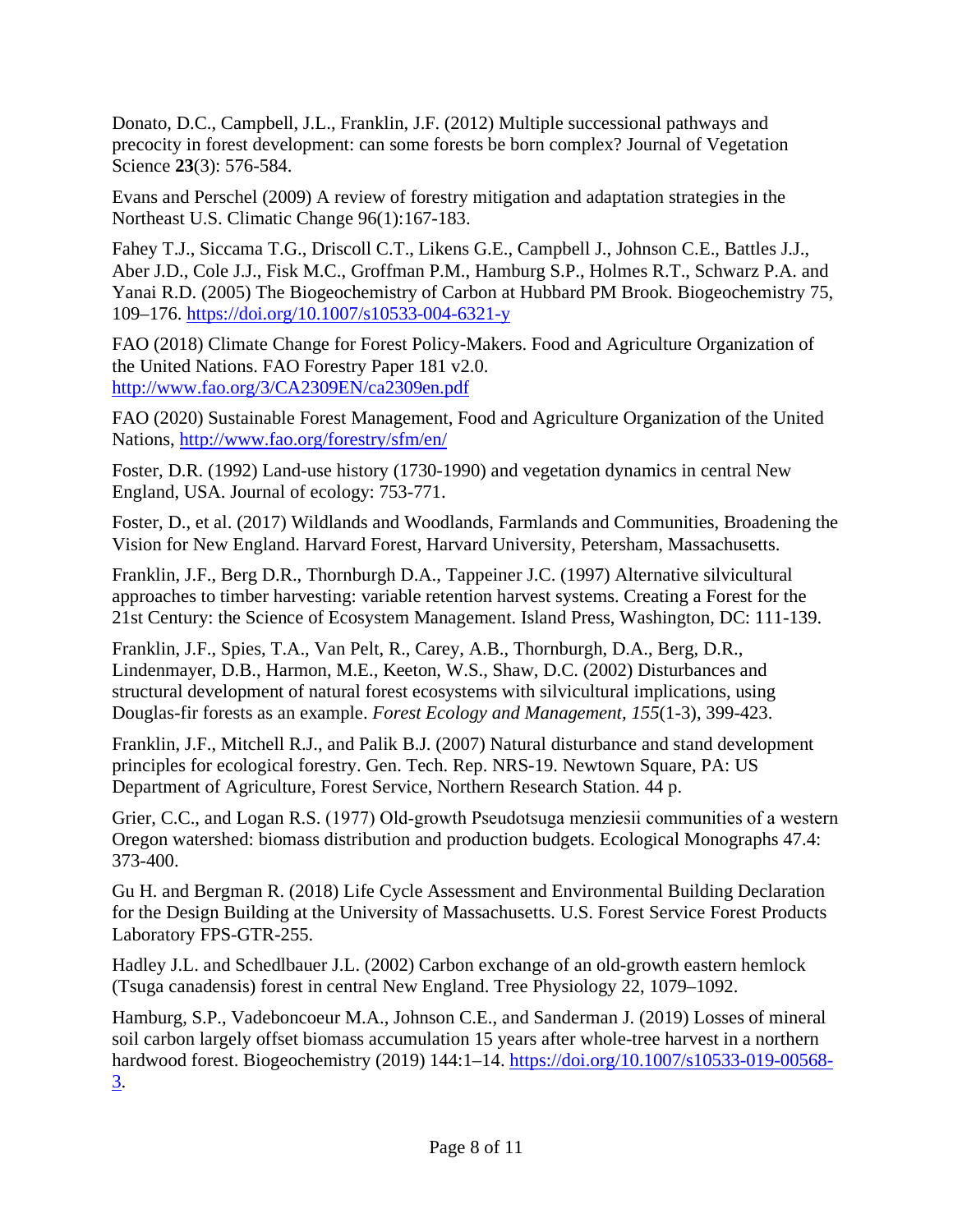Donato, D.C., Campbell, J.L., Franklin, J.F. (2012) Multiple successional pathways and precocity in forest development: can some forests be born complex? Journal of Vegetation Science **23**(3): 576-584.

Evans and Perschel (2009) A review of forestry mitigation and adaptation strategies in the Northeast U.S. Climatic Change 96(1):167-183.

Fahey T.J., Siccama T.G., Driscoll C.T., Likens G.E., Campbell J., Johnson C.E., Battles J.J., Aber J.D., Cole J.J., Fisk M.C., Groffman P.M., Hamburg S.P., Holmes R.T., Schwarz P.A. and Yanai R.D. (2005) The Biogeochemistry of Carbon at Hubbard PM Brook. Biogeochemistry 75, 109–176. https://doi.org/10.1007/s10533-004-6321-y

FAO (2018) Climate Change for Forest Policy-Makers. Food and Agriculture Organization of the United Nations. FAO Forestry Paper 181 v2.0. http://www.fao.org/3/CA2309EN/ca2309en.pdf

FAO (2020) Sustainable Forest Management, Food and Agriculture Organization of the United Nations, http://www.fao.org/forestry/sfm/en/

Foster, D.R. (1992) Land-use history (1730-1990) and vegetation dynamics in central New England, USA. Journal of ecology: 753-771.

Foster, D., et al. (2017) Wildlands and Woodlands, Farmlands and Communities, Broadening the Vision for New England. Harvard Forest, Harvard University, Petersham, Massachusetts.

Franklin, J.F., Berg D.R., Thornburgh D.A., Tappeiner J.C. (1997) Alternative silvicultural approaches to timber harvesting: variable retention harvest systems. Creating a Forest for the 21st Century: the Science of Ecosystem Management. Island Press, Washington, DC: 111-139.

Franklin, J.F., Spies, T.A., Van Pelt, R., Carey, A.B., Thornburgh, D.A., Berg, D.R., Lindenmayer, D.B., Harmon, M.E., Keeton, W.S., Shaw, D.C. (2002) Disturbances and structural development of natural forest ecosystems with silvicultural implications, using Douglas-fir forests as an example. *Forest Ecology and Management, 155*(1-3), 399-423.

Franklin, J.F., Mitchell R.J., and Palik B.J. (2007) Natural disturbance and stand development principles for ecological forestry. Gen. Tech. Rep. NRS-19. Newtown Square, PA: US Department of Agriculture, Forest Service, Northern Research Station. 44 p.

Grier, C.C., and Logan R.S. (1977) Old-growth Pseudotsuga menziesii communities of a western Oregon watershed: biomass distribution and production budgets. Ecological Monographs 47.4: 373-400.

Gu H. and Bergman R. (2018) Life Cycle Assessment and Environmental Building Declaration for the Design Building at the University of Massachusetts. U.S. Forest Service Forest Products Laboratory FPS-GTR-255.

Hadley J.L. and Schedlbauer J.L. (2002) Carbon exchange of an old-growth eastern hemlock (Tsuga canadensis) forest in central New England. Tree Physiology 22, 1079–1092.

Hamburg, S.P., Vadeboncoeur M.A., Johnson C.E., and Sanderman J. (2019) Losses of mineral soil carbon largely offset biomass accumulation 15 years after whole-tree harvest in a northern hardwood forest. Biogeochemistry (2019) 144:1–14. https://doi.org/10.1007/s10533-019-00568-3.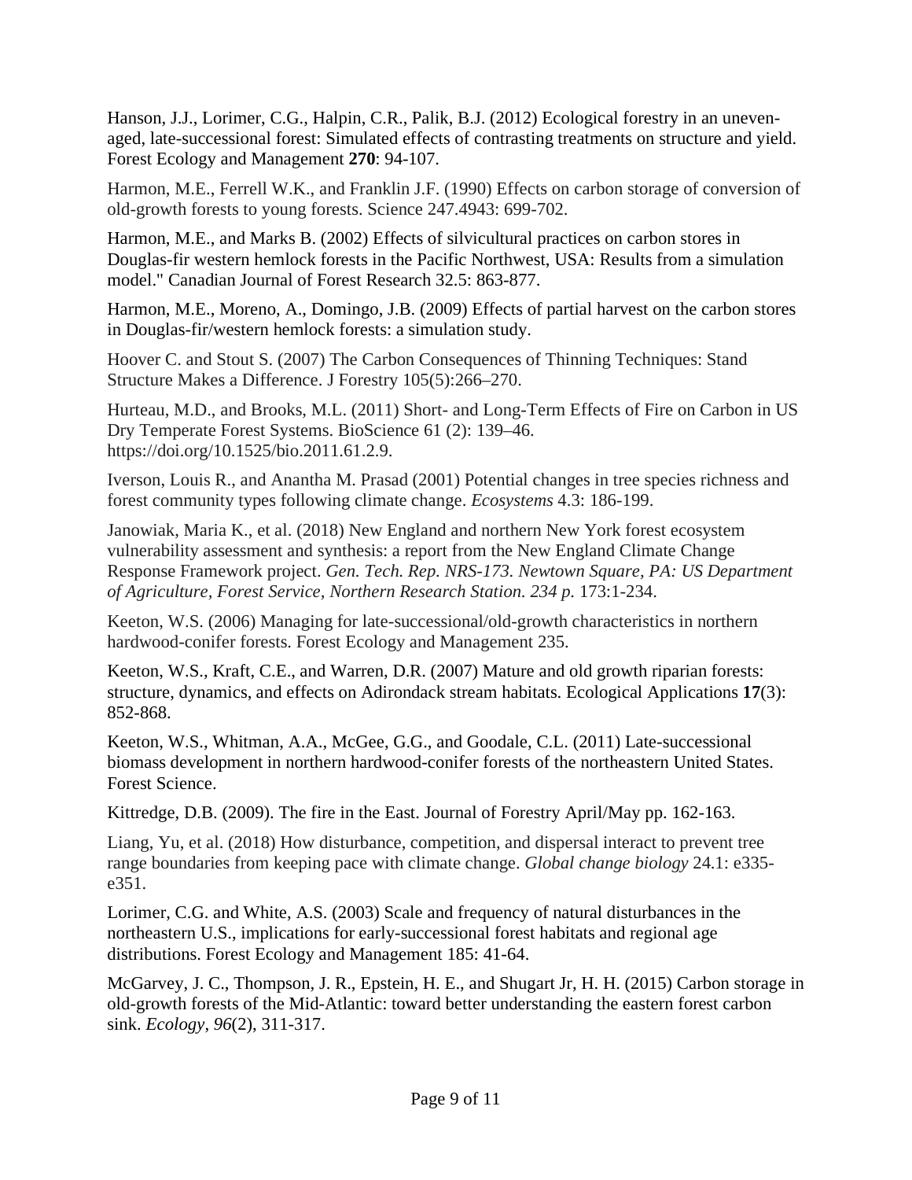Hanson, J.J., Lorimer, C.G., Halpin, C.R., Palik, B.J. (2012) Ecological forestry in an uneven-aged, late-successional forest: Simulated effects of contrasting treatments on structure and yield. Forest Ecology and Management **270**: 94-107.

Harmon, M.E., Ferrell W.K., and Franklin J.F. (1990) Effects on carbon storage of conversion of old-growth forests to young forests. Science 247.4943: 699-702.

Harmon, M.E., and Marks B. (2002) Effects of silvicultural practices on carbon stores in Douglas-fir western hemlock forests in the Pacific Northwest, USA: Results from a simulation model." Canadian Journal of Forest Research 32.5: 863-877.

Harmon, M.E., Moreno, A., Domingo, J.B. (2009) Effects of partial harvest on the carbon stores in Douglas-fir/western hemlock forests: a simulation study.

Hoover C. and Stout S. (2007) The Carbon Consequences of Thinning Techniques: Stand Structure Makes a Difference. J Forestry 105(5):266–270.

Hurteau, M.D., and Brooks, M.L. (2011) Short- and Long-Term Effects of Fire on Carbon in US Dry Temperate Forest Systems. BioScience 61 (2): 139–46. https://doi.org/10.1525/bio.2011.61.2.9.

Iverson, Louis R., and Anantha M. Prasad (2001) Potential changes in tree species richness and forest community types following climate change. *Ecosystems* 4.3: 186-199.

Janowiak, Maria K., et al. (2018) New England and northern New York forest ecosystem vulnerability assessment and synthesis: a report from the New England Climate Change Response Framework project. *Gen. Tech. Rep. NRS-173. Newtown Square, PA: US Department of Agriculture, Forest Service, Northern Research Station. 234 p.* 173:1-234.

Keeton, W.S. (2006) Managing for late-successional/old-growth characteristics in northern hardwood-conifer forests. Forest Ecology and Management 235.

Keeton, W.S., Kraft, C.E., and Warren, D.R. (2007) Mature and old growth riparian forests: structure, dynamics, and effects on Adirondack stream habitats. Ecological Applications **17**(3): 852-868.

Keeton, W.S., Whitman, A.A., McGee, G.G., and Goodale, C.L. (2011) Late-successional biomass development in northern hardwood-conifer forests of the northeastern United States. Forest Science.

Kittredge, D.B. (2009). The fire in the East. Journal of Forestry April/May pp. 162-163.

Liang, Yu, et al. (2018) How disturbance, competition, and dispersal interact to prevent tree range boundaries from keeping pace with climate change. *Global change biology* 24.1: e335-e351.

Lorimer, C.G. and White, A.S. (2003) Scale and frequency of natural disturbances in the northeastern U.S., implications for early-successional forest habitats and regional age distributions. Forest Ecology and Management 185: 41-64.

McGarvey, J. C., Thompson, J. R., Epstein, H. E., and Shugart Jr, H. H. (2015) Carbon storage in old-growth forests of the Mid-Atlantic: toward better understanding the eastern forest carbon sink. *Ecology*, *96*(2), 311-317.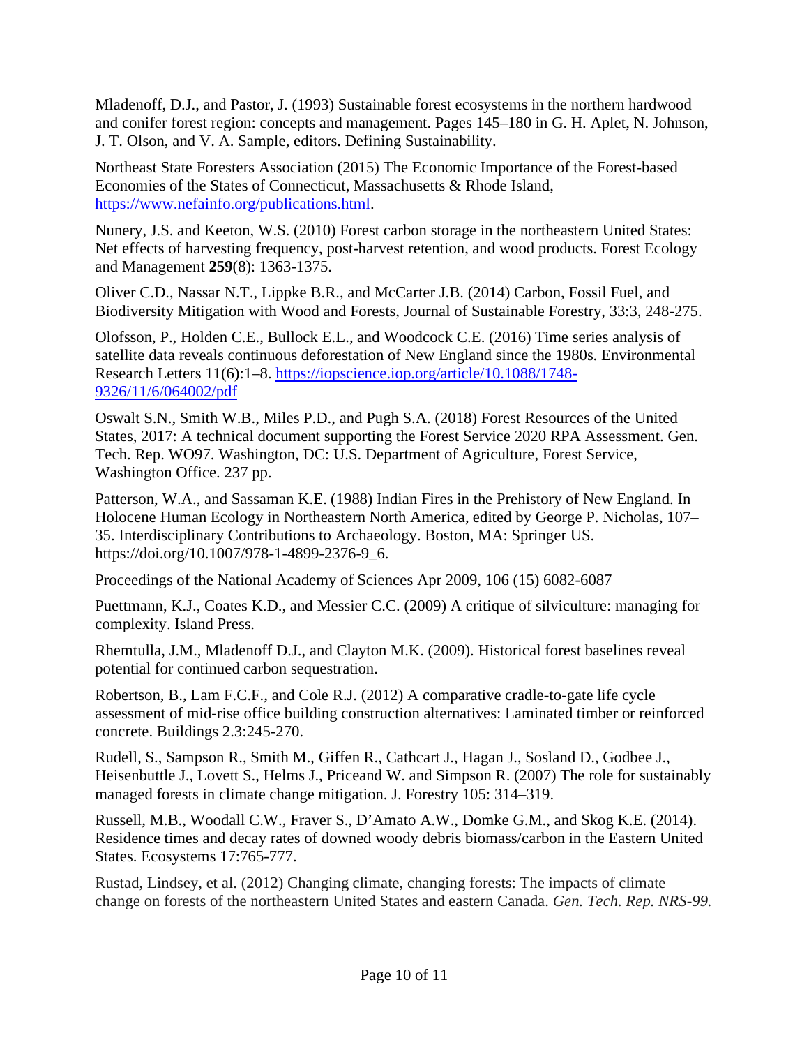Mladenoff, D.J., and Pastor, J. (1993) Sustainable forest ecosystems in the northern hardwood and conifer forest region: concepts and management. Pages 145–180 in G. H. Aplet, N. Johnson, J. T. Olson, and V. A. Sample, editors. Defining Sustainability.

Northeast State Foresters Association (2015) The Economic Importance of the Forest-based Economies of the States of Connecticut, Massachusetts & Rhode Island, https://www.nefainfo.org/publications.html.

Nunery, J.S. and Keeton, W.S. (2010) Forest carbon storage in the northeastern United States: Net effects of harvesting frequency, post-harvest retention, and wood products. Forest Ecology and Management **259**(8): 1363-1375.

Oliver C.D., Nassar N.T., Lippke B.R., and McCarter J.B. (2014) Carbon, Fossil Fuel, and Biodiversity Mitigation with Wood and Forests, Journal of Sustainable Forestry, 33:3, 248-275.

Olofsson, P., Holden C.E., Bullock E.L., and Woodcock C.E. (2016) Time series analysis of satellite data reveals continuous deforestation of New England since the 1980s. Environmental Research Letters 11(6):1–8. https://iopscience.iop.org/article/10.1088/1748-9326/11/6/064002/pdf

Oswalt S.N., Smith W.B., Miles P.D., and Pugh S.A. (2018) Forest Resources of the United States, 2017: A technical document supporting the Forest Service 2020 RPA Assessment. Gen. Tech. Rep. WO97. Washington, DC: U.S. Department of Agriculture, Forest Service, Washington Office. 237 pp.

Patterson, W.A., and Sassaman K.E. (1988) Indian Fires in the Prehistory of New England. In Holocene Human Ecology in Northeastern North America, edited by George P. Nicholas, 107–35. Interdisciplinary Contributions to Archaeology. Boston, MA: Springer US. https://doi.org/10.1007/978-1-4899-2376-9_6.

Proceedings of the National Academy of Sciences Apr 2009, 106 (15) 6082-6087

Puettmann, K.J., Coates K.D., and Messier C.C. (2009) A critique of silviculture: managing for complexity. Island Press.

Rhemtulla, J.M., Mladenoff D.J., and Clayton M.K. (2009). Historical forest baselines reveal potential for continued carbon sequestration.

Robertson, B., Lam F.C.F., and Cole R.J. (2012) A comparative cradle-to-gate life cycle assessment of mid-rise office building construction alternatives: Laminated timber or reinforced concrete. Buildings 2.3:245-270.

Rudell, S., Sampson R., Smith M., Giffen R., Cathcart J., Hagan J., Sosland D., Godbee J., Heisenbuttle J., Lovett S., Helms J., Priceand W. and Simpson R. (2007) The role for sustainably managed forests in climate change mitigation. J. Forestry 105: 314–319.

Russell, M.B., Woodall C.W., Fraver S., D'Amato A.W., Domke G.M., and Skog K.E. (2014). Residence times and decay rates of downed woody debris biomass/carbon in the Eastern United States. Ecosystems 17:765-777.

Rustad, Lindsey, et al. (2012) Changing climate, changing forests: The impacts of climate change on forests of the northeastern United States and eastern Canada. *Gen. Tech. Rep. NRS-99.*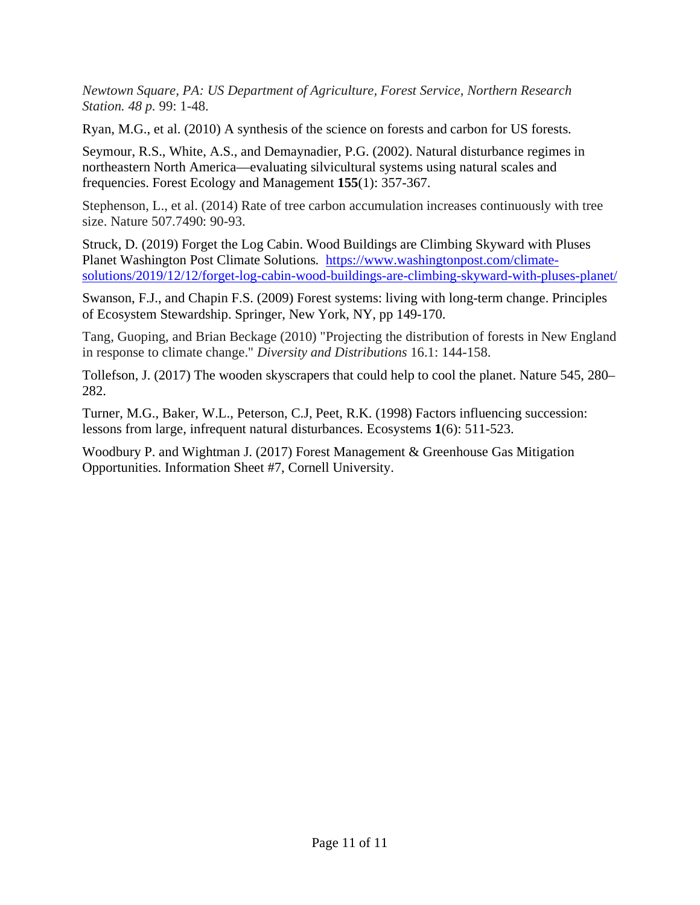*Newtown Square, PA: US Department of Agriculture, Forest Service, Northern Research Station. 48 p.* 99: 1-48.

Ryan, M.G., et al. (2010) A synthesis of the science on forests and carbon for US forests.

Seymour, R.S., White, A.S., and Demaynadier, P.G. (2002). Natural disturbance regimes in northeastern North America—evaluating silvicultural systems using natural scales and frequencies. Forest Ecology and Management **155**(1): 357-367.

Stephenson, L., et al. (2014) Rate of tree carbon accumulation increases continuously with tree size. Nature 507.7490: 90-93.

Struck, D. (2019) Forget the Log Cabin. Wood Buildings are Climbing Skyward with Pluses Planet Washington Post Climate Solutions. https://www.washingtonpost.com/climate-solutions/2019/12/12/forget-log-cabin-wood-buildings-are-climbing-skyward-with-pluses-planet/

Swanson, F.J., and Chapin F.S. (2009) Forest systems: living with long-term change. Principles of Ecosystem Stewardship. Springer, New York, NY, pp 149-170.

Tang, Guoping, and Brian Beckage (2010) "Projecting the distribution of forests in New England in response to climate change." *Diversity and Distributions* 16.1: 144-158.

Tollefson, J. (2017) The wooden skyscrapers that could help to cool the planet. Nature 545, 280–282.

Turner, M.G., Baker, W.L., Peterson, C.J, Peet, R.K. (1998) Factors influencing succession: lessons from large, infrequent natural disturbances. Ecosystems **1**(6): 511-523.

Woodbury P. and Wightman J. (2017) Forest Management & Greenhouse Gas Mitigation Opportunities. Information Sheet #7, Cornell University.